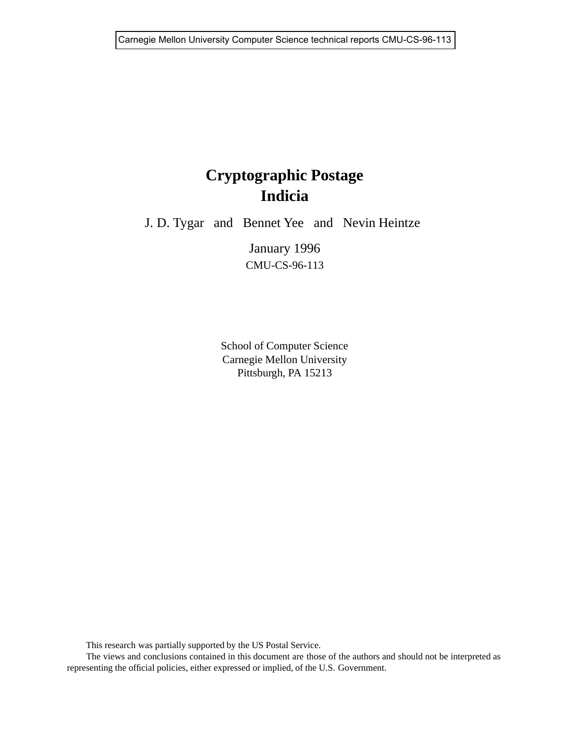Carnegie Mellon University Computer Science technical reports CMU-CS-96-113

# Cryptographic Postage Indicia

J. D. Tygar and Bennet Yee and Nevin Heintze

January 1996

CMU-CS-96-113

School of Computer Science
Carnegie Mellon University
Pittsburgh, PA 15213

This research was partially supported by the US Postal Service.

The views and conclusions contained in this document are those of the authors and should not be interpreted as representing the official policies, either expressed or implied, of the U.S. Government.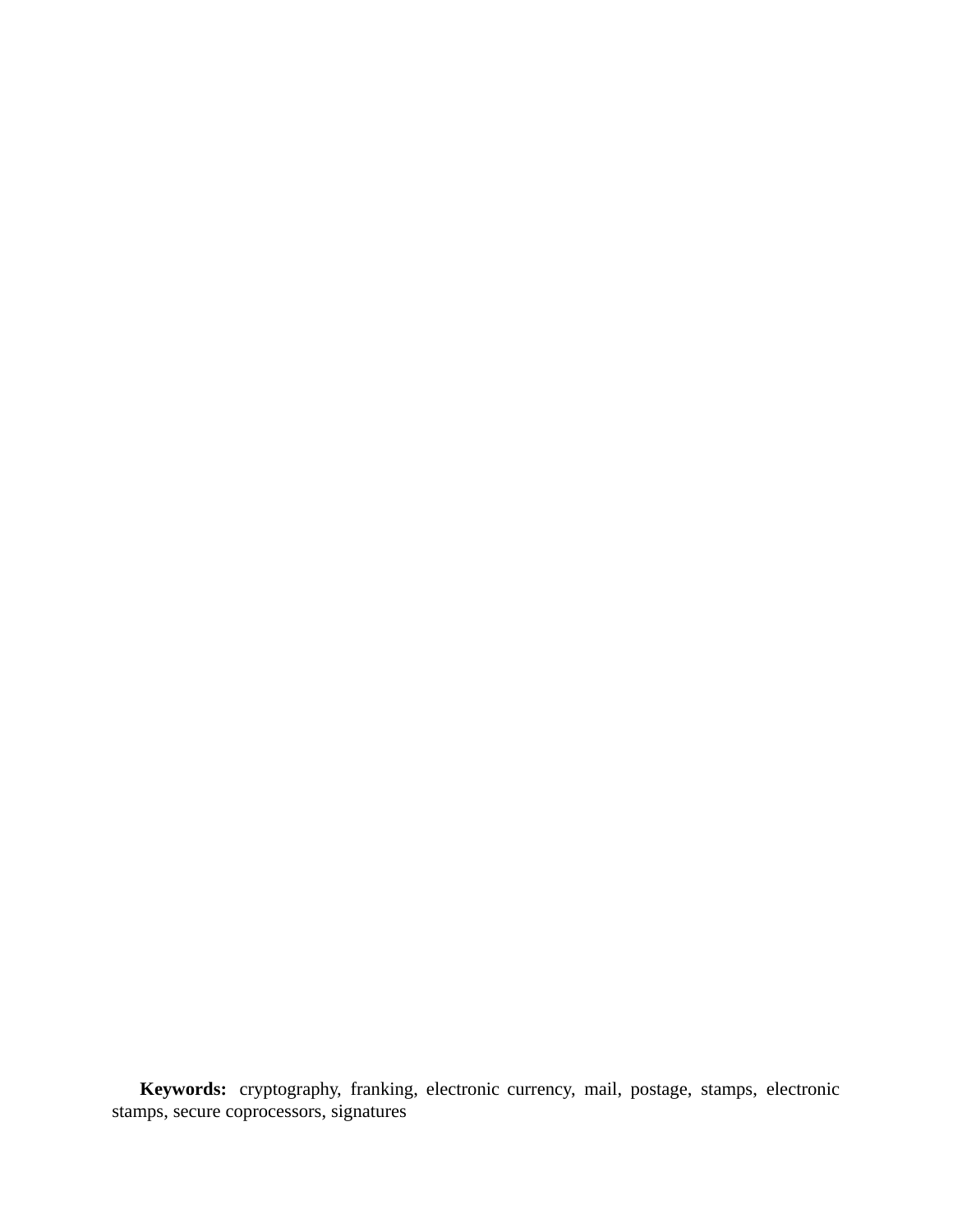**Keywords:** cryptography, franking, electronic currency, mail, postage, stamps, electronic stamps, secure coprocessors, signatures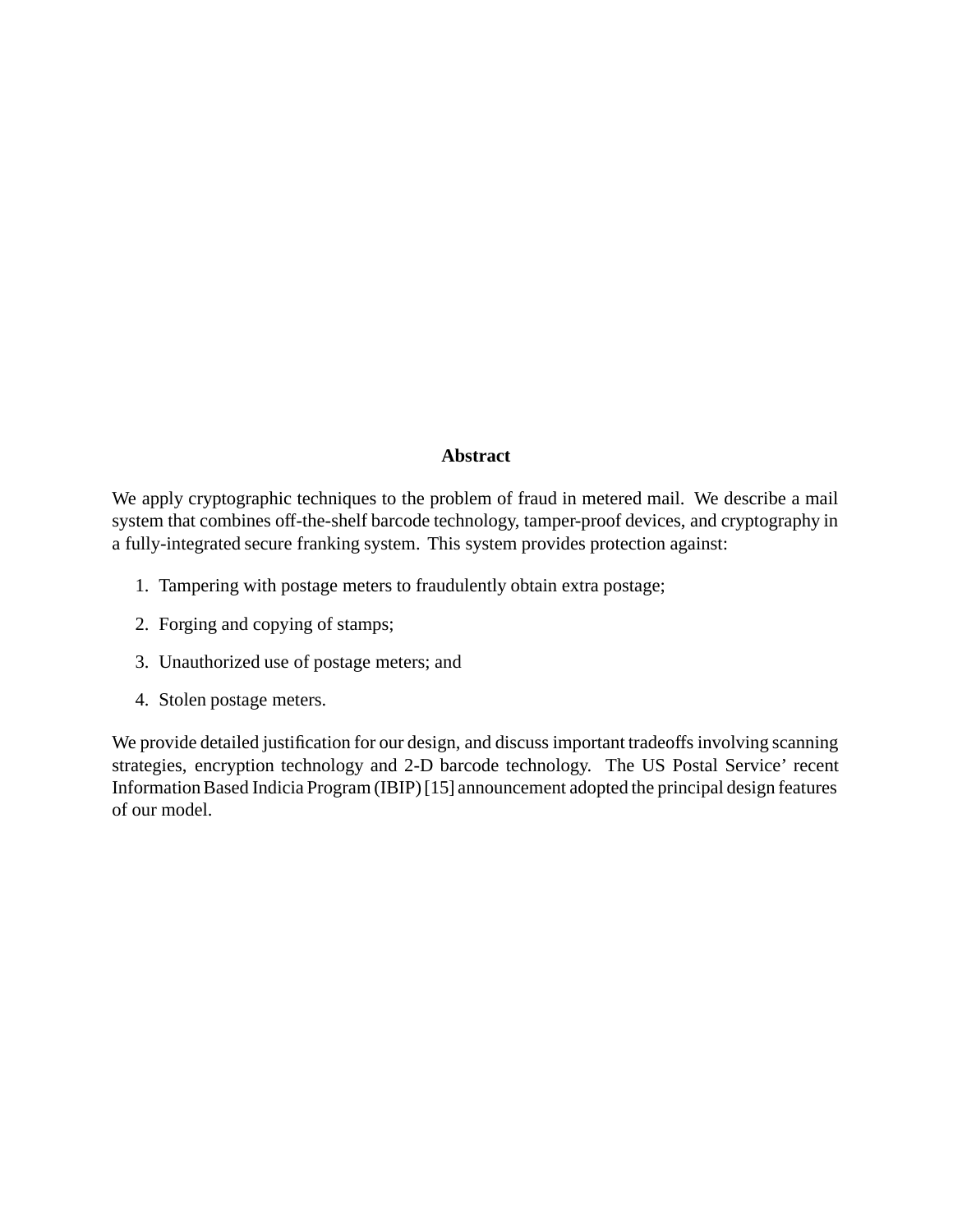## Abstract

We apply cryptographic techniques to the problem of fraud in metered mail. We describe a mail system that combines off-the-shelf barcode technology, tamper-proof devices, and cryptography in a fully-integrated secure franking system. This system provides protection against:

1. Tampering with postage meters to fraudulently obtain extra postage;
2. Forging and copying of stamps;
3. Unauthorized use of postage meters; and
4. Stolen postage meters.

We provide detailed justification for our design, and discuss important tradeoffs involving scanning strategies, encryption technology and 2-D barcode technology. The US Postal Service' recent Information Based Indicia Program (IBIP) [15] announcement adopted the principal design features of our model.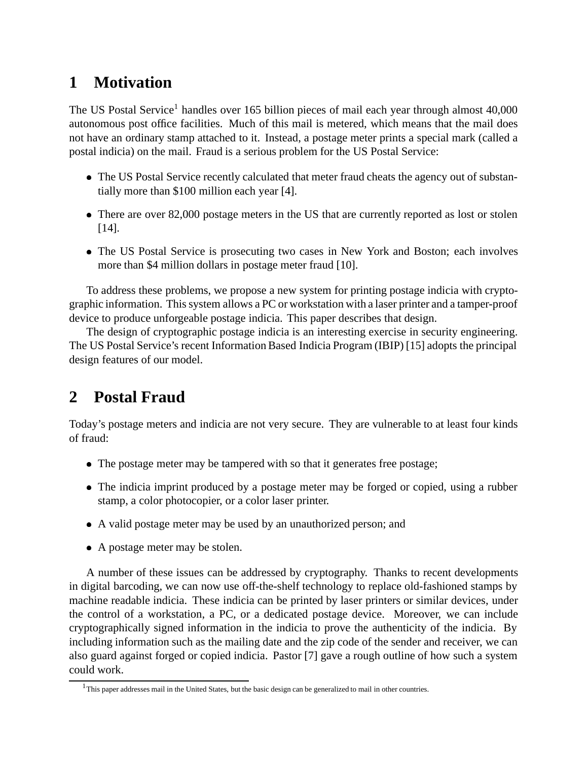# 1 Motivation

The US Postal Service[1] handles over 165 billion pieces of mail each year through almost 40,000 autonomous post office facilities. Much of this mail is metered, which means that the mail does not have an ordinary stamp attached to it. Instead, a postage meter prints a special mark (called a postal indicia) on the mail. Fraud is a serious problem for the US Postal Service:

- The US Postal Service recently calculated that meter fraud cheats the agency out of substantially more than $100 million each year [4].
- There are over 82,000 postage meters in the US that are currently reported as lost or stolen [14].
- The US Postal Service is prosecuting two cases in New York and Boston; each involves more than $4 million dollars in postage meter fraud [10].

To address these problems, we propose a new system for printing postage indicia with cryptographic information. This system allows a PC or workstation with a laser printer and a tamper-proof device to produce unforgeable postage indicia. This paper describes that design.

The design of cryptographic postage indicia is an interesting exercise in security engineering. The US Postal Service's recent Information Based Indicia Program (IBIP) [15] adopts the principal design features of our model.

# 2 Postal Fraud

Today's postage meters and indicia are not very secure. They are vulnerable to at least four kinds of fraud:

- The postage meter may be tampered with so that it generates free postage;
- The indicia imprint produced by a postage meter may be forged or copied, using a rubber stamp, a color photocopier, or a color laser printer.
- A valid postage meter may be used by an unauthorized person; and
- A postage meter may be stolen.

A number of these issues can be addressed by cryptography. Thanks to recent developments in digital barcoding, we can now use off-the-shelf technology to replace old-fashioned stamps by machine readable indicia. These indicia can be printed by laser printers or similar devices, under the control of a workstation, a PC, or a dedicated postage device. Moreover, we can include cryptographically signed information in the indicia to prove the authenticity of the indicia. By including information such as the mailing date and the zip code of the sender and receiver, we can also guard against forged or copied indicia. Pastor [7] gave a rough outline of how such a system could work.

[1] This paper addresses mail in the United States, but the basic design can be generalized to mail in other countries.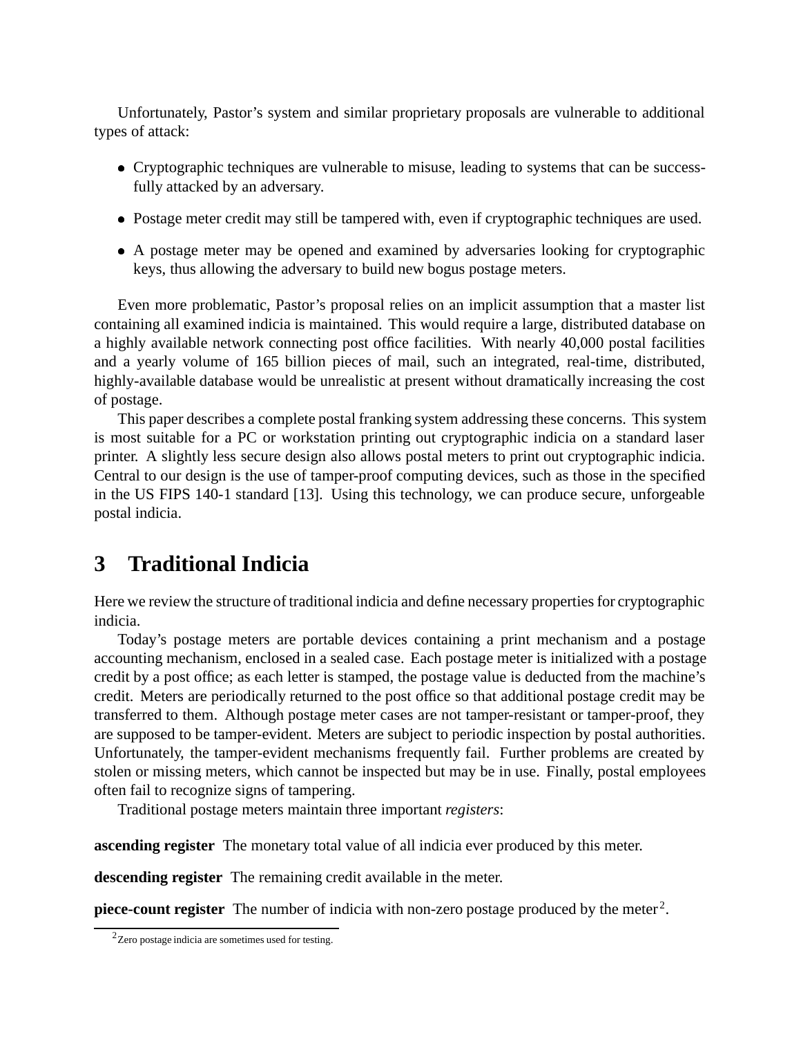Unfortunately, Pastor's system and similar proprietary proposals are vulnerable to additional types of attack:

- Cryptographic techniques are vulnerable to misuse, leading to systems that can be successfully attacked by an adversary.
- Postage meter credit may still be tampered with, even if cryptographic techniques are used.
- A postage meter may be opened and examined by adversaries looking for cryptographic keys, thus allowing the adversary to build new bogus postage meters.

Even more problematic, Pastor's proposal relies on an implicit assumption that a master list containing all examined indicia is maintained. This would require a large, distributed database on a highly available network connecting post office facilities. With nearly 40,000 postal facilities and a yearly volume of 165 billion pieces of mail, such an integrated, real-time, distributed, highly-available database would be unrealistic at present without dramatically increasing the cost of postage.

This paper describes a complete postal franking system addressing these concerns. This system is most suitable for a PC or workstation printing out cryptographic indicia on a standard laser printer. A slightly less secure design also allows postal meters to print out cryptographic indicia. Central to our design is the use of tamper-proof computing devices, such as those in the specified in the US FIPS 140-1 standard [13]. Using this technology, we can produce secure, unforgeable postal indicia.

# 3 Traditional Indicia

Here we review the structure of traditional indicia and define necessary properties for cryptographic indicia.

Today's postage meters are portable devices containing a print mechanism and a postage accounting mechanism, enclosed in a sealed case. Each postage meter is initialized with a postage credit by a post office; as each letter is stamped, the postage value is deducted from the machine's credit. Meters are periodically returned to the post office so that additional postage credit may be transferred to them. Although postage meter cases are not tamper-resistant or tamper-proof, they are supposed to be tamper-evident. Meters are subject to periodic inspection by postal authorities. Unfortunately, the tamper-evident mechanisms frequently fail. Further problems are created by stolen or missing meters, which cannot be inspected but may be in use. Finally, postal employees often fail to recognize signs of tampering.

Traditional postage meters maintain three important *registers*:

**ascending register** The monetary total value of all indicia ever produced by this meter.

**descending register** The remaining credit available in the meter.

**piece-count register** The number of indicia with non-zero postage produced by the meter[2].

[2]Zero postage indicia are sometimes used for testing.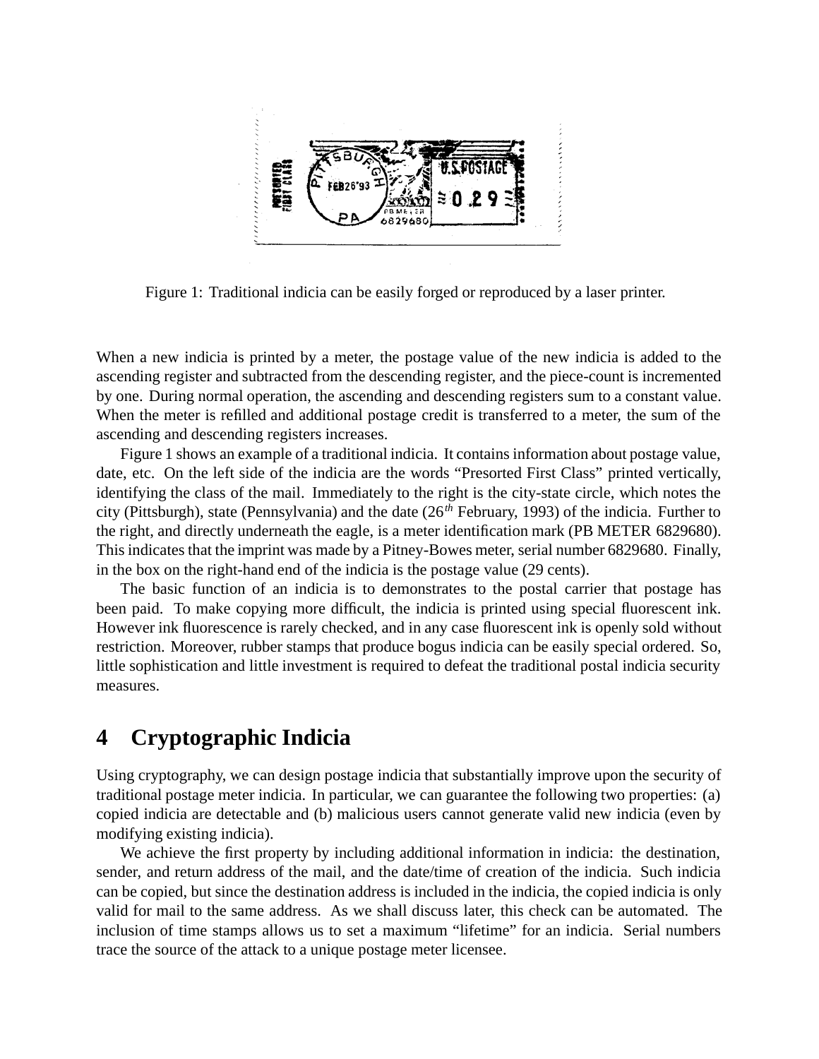Figure 1: Traditional indicia can be easily forged or reproduced by a laser printer.

When a new indicia is printed by a meter, the postage value of the new indicia is added to the ascending register and subtracted from the descending register, and the piece-count is incremented by one. During normal operation, the ascending and descending registers sum to a constant value. When the meter is refilled and additional postage credit is transferred to a meter, the sum of the ascending and descending registers increases.

Figure 1 shows an example of a traditional indicia. It contains information about postage value, date, etc. On the left side of the indicia are the words "Presorted First Class" printed vertically, identifying the class of the mail. Immediately to the right is the city-state circle, which notes the city (Pittsburgh), state (Pennsylvania) and the date ($26^{th}$ February, 1993) of the indicia. Further to the right, and directly underneath the eagle, is a meter identification mark (PB METER 6829680). This indicates that the imprint was made by a Pitney-Bowes meter, serial number 6829680. Finally, in the box on the right-hand end of the indicia is the postage value (29 cents).

The basic function of an indicia is to demonstrates to the postal carrier that postage has been paid. To make copying more difficult, the indicia is printed using special fluorescent ink. However ink fluorescence is rarely checked, and in any case fluorescent ink is openly sold without restriction. Moreover, rubber stamps that produce bogus indicia can be easily special ordered. So, little sophistication and little investment is required to defeat the traditional postal indicia security measures.

# 4 Cryptographic Indicia

Using cryptography, we can design postage indicia that substantially improve upon the security of traditional postage meter indicia. In particular, we can guarantee the following two properties: (a) copied indicia are detectable and (b) malicious users cannot generate valid new indicia (even by modifying existing indicia).

We achieve the first property by including additional information in indicia: the destination, sender, and return address of the mail, and the date/time of creation of the indicia. Such indicia can be copied, but since the destination address is included in the indicia, the copied indicia is only valid for mail to the same address. As we shall discuss later, this check can be automated. The inclusion of time stamps allows us to set a maximum "lifetime" for an indicia. Serial numbers trace the source of the attack to a unique postage meter licensee.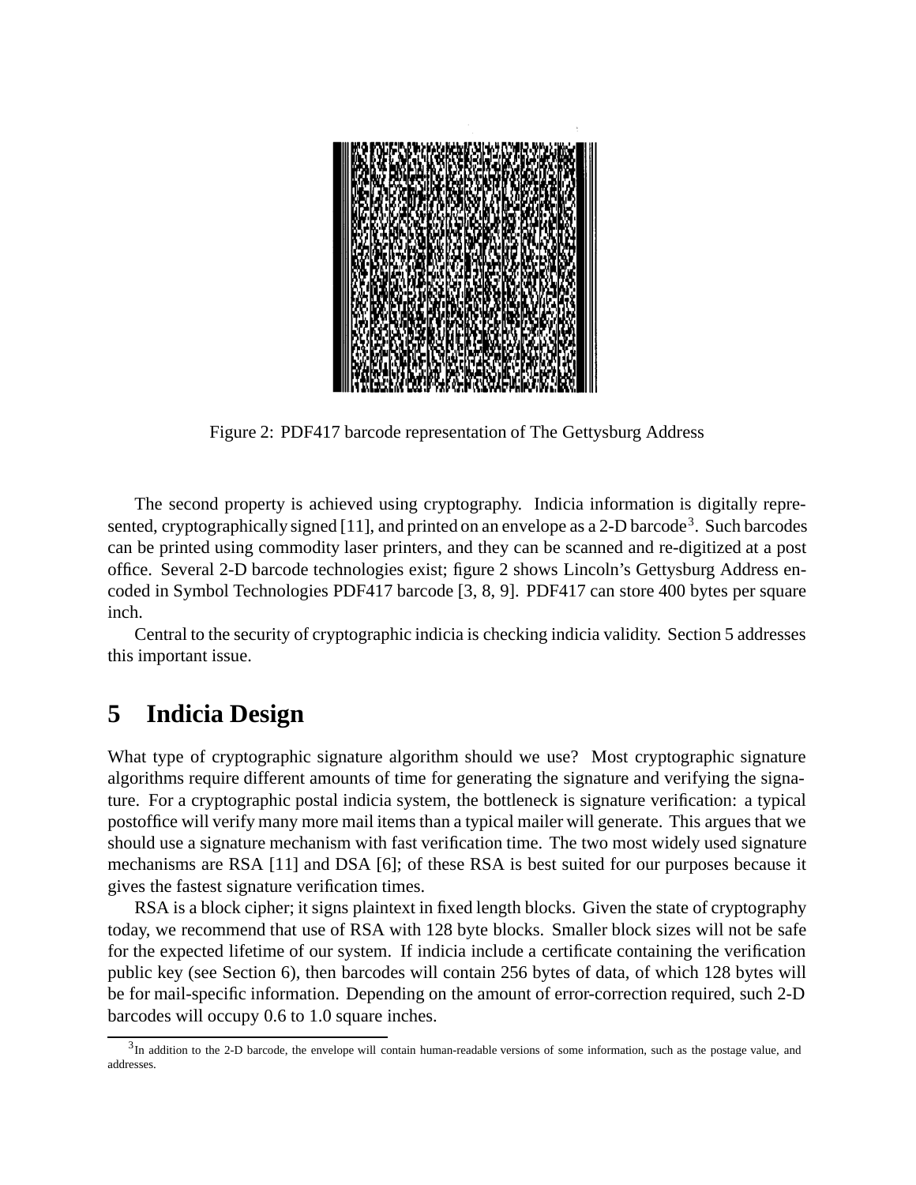Figure 2: PDF417 barcode representation of The Gettysburg Address

The second property is achieved using cryptography. Indicia information is digitally represented, cryptographically signed [11], and printed on an envelope as a 2-D barcode[3]. Such barcodes can be printed using commodity laser printers, and they can be scanned and re-digitized at a post office. Several 2-D barcode technologies exist; figure 2 shows Lincoln's Gettysburg Address encoded in Symbol Technologies PDF417 barcode [3, 8, 9]. PDF417 can store 400 bytes per square inch.

Central to the security of cryptographic indicia is checking indicia validity. Section 5 addresses this important issue.

# 5 Indicia Design

What type of cryptographic signature algorithm should we use? Most cryptographic signature algorithms require different amounts of time for generating the signature and verifying the signature. For a cryptographic postal indicia system, the bottleneck is signature verification: a typical postoffice will verify many more mail items than a typical mailer will generate. This argues that we should use a signature mechanism with fast verification time. The two most widely used signature mechanisms are RSA [11] and DSA [6]; of these RSA is best suited for our purposes because it gives the fastest signature verification times.

RSA is a block cipher; it signs plaintext in fixed length blocks. Given the state of cryptography today, we recommend that use of RSA with 128 byte blocks. Smaller block sizes will not be safe for the expected lifetime of our system. If indicia include a certificate containing the verification public key (see Section 6), then barcodes will contain 256 bytes of data, of which 128 bytes will be for mail-specific information. Depending on the amount of error-correction required, such 2-D barcodes will occupy 0.6 to 1.0 square inches.

[3] In addition to the 2-D barcode, the envelope will contain human-readable versions of some information, such as the postage value, and addresses.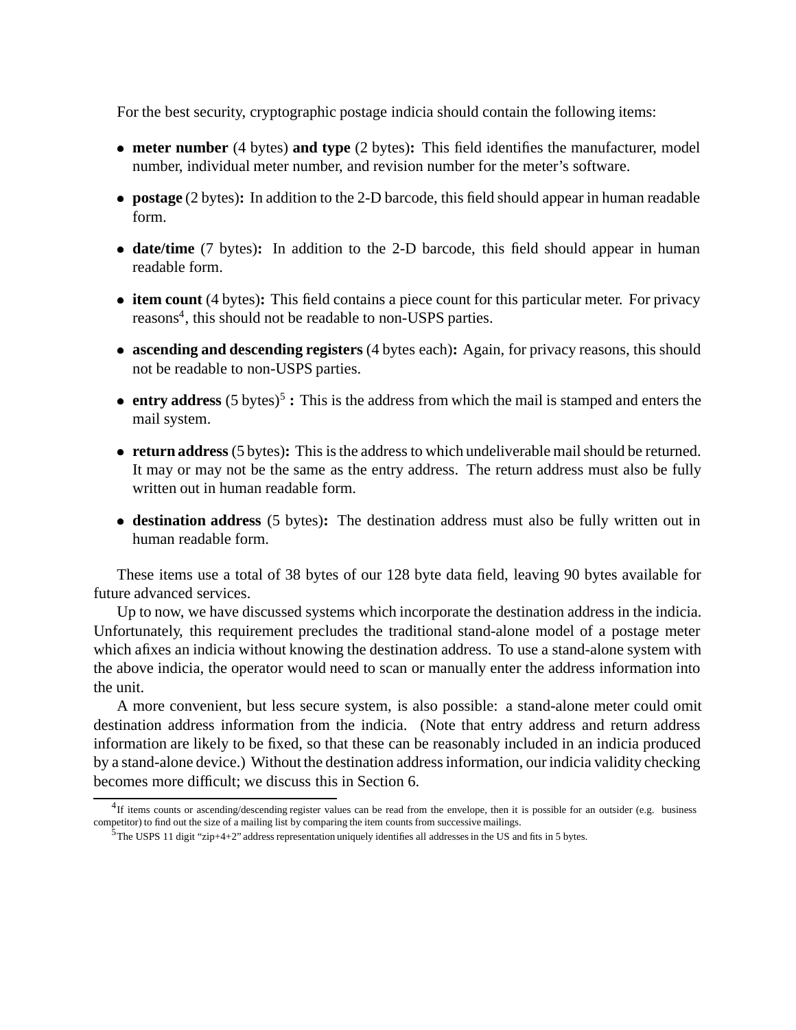For the best security, cryptographic postage indicia should contain the following items:

- **meter number** (4 bytes) **and type** (2 bytes)**:** This field identifies the manufacturer, model number, individual meter number, and revision number for the meter's software.
- **postage** (2 bytes)**:** In addition to the 2-D barcode, this field should appear in human readable form.
- **date/time** (7 bytes)**:** In addition to the 2-D barcode, this field should appear in human readable form.
- **item count** (4 bytes)**:** This field contains a piece count for this particular meter. For privacy reasons[4], this should not be readable to non-USPS parties.
- **ascending and descending registers** (4 bytes each)**:** Again, for privacy reasons, this should not be readable to non-USPS parties.
- **entry address** (5 bytes)[5] **:** This is the address from which the mail is stamped and enters the mail system.
- **return address** (5 bytes)**:** This is the address to which undeliverable mail should be returned. It may or may not be the same as the entry address. The return address must also be fully written out in human readable form.
- **destination address** (5 bytes)**:** The destination address must also be fully written out in human readable form.

These items use a total of 38 bytes of our 128 byte data field, leaving 90 bytes available for future advanced services.

Up to now, we have discussed systems which incorporate the destination address in the indicia. Unfortunately, this requirement precludes the traditional stand-alone model of a postage meter which afixes an indicia without knowing the destination address. To use a stand-alone system with the above indicia, the operator would need to scan or manually enter the address information into the unit.

A more convenient, but less secure system, is also possible: a stand-alone meter could omit destination address information from the indicia. (Note that entry address and return address information are likely to be fixed, so that these can be reasonably included in an indicia produced by a stand-alone device.) Without the destination address information, our indicia validity checking becomes more difficult; we discuss this in Section 6.

---

[4] If items counts or ascending/descending register values can be read from the envelope, then it is possible for an outsider (e.g. business competitor) to find out the size of a mailing list by comparing the item counts from successive mailings.

[5] The USPS 11 digit "zip+4+2" address representation uniquely identifies all addresses in the US and fits in 5 bytes.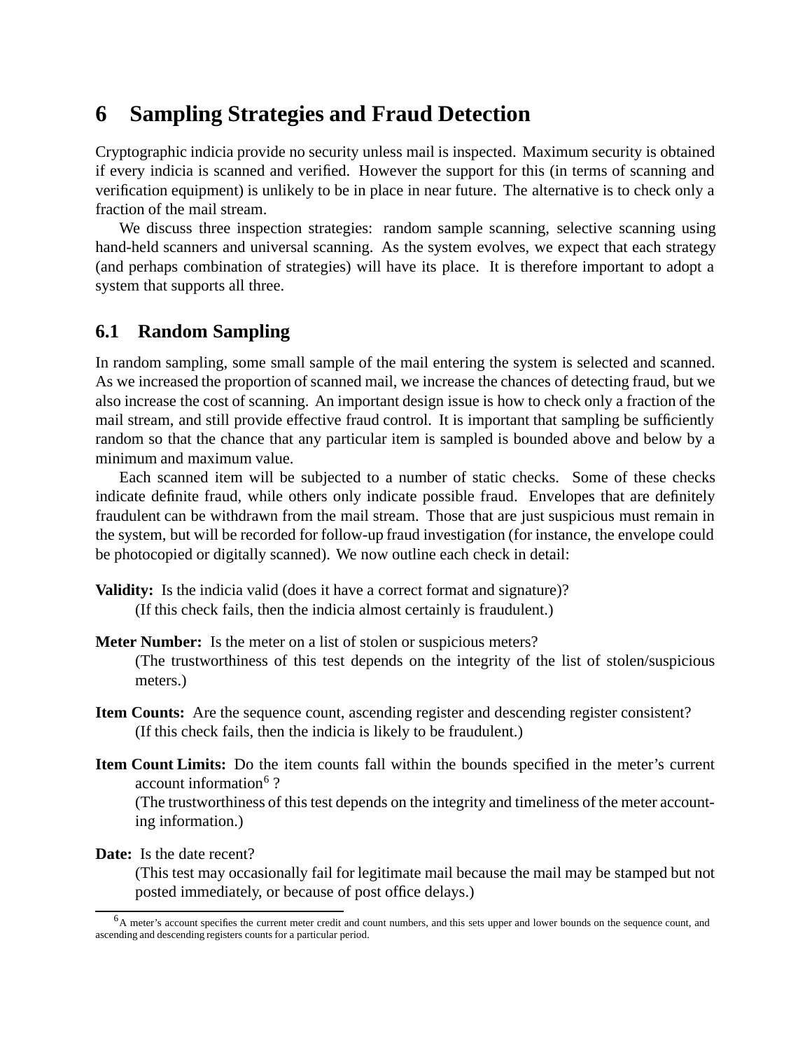## 6 Sampling Strategies and Fraud Detection

Cryptographic indicia provide no security unless mail is inspected. Maximum security is obtained if every indicia is scanned and verified. However the support for this (in terms of scanning and verification equipment) is unlikely to be in place in near future. The alternative is to check only a fraction of the mail stream.

We discuss three inspection strategies: random sample scanning, selective scanning using hand-held scanners and universal scanning. As the system evolves, we expect that each strategy (and perhaps combination of strategies) will have its place. It is therefore important to adopt a system that supports all three.

### 6.1 Random Sampling

In random sampling, some small sample of the mail entering the system is selected and scanned. As we increased the proportion of scanned mail, we increase the chances of detecting fraud, but we also increase the cost of scanning. An important design issue is how to check only a fraction of the mail stream, and still provide effective fraud control. It is important that sampling be sufficiently random so that the chance that any particular item is sampled is bounded above and below by a minimum and maximum value.

Each scanned item will be subjected to a number of static checks. Some of these checks indicate definite fraud, while others only indicate possible fraud. Envelopes that are definitely fraudulent can be withdrawn from the mail stream. Those that are just suspicious must remain in the system, but will be recorded for follow-up fraud investigation (for instance, the envelope could be photocopied or digitally scanned). We now outline each check in detail:

**Validity:** Is the indicia valid (does it have a correct format and signature)?
(If this check fails, then the indicia almost certainly is fraudulent.)

**Meter Number:** Is the meter on a list of stolen or suspicious meters?
(The trustworthiness of this test depends on the integrity of the list of stolen/suspicious meters.)

**Item Counts:** Are the sequence count, ascending register and descending register consistent?
(If this check fails, then the indicia is likely to be fraudulent.)

**Item Count Limits:** Do the item counts fall within the bounds specified in the meter's current account information[6] ?
(The trustworthiness of this test depends on the integrity and timeliness of the meter accounting information.)

**Date:** Is the date recent?
(This test may occasionally fail for legitimate mail because the mail may be stamped but not posted immediately, or because of post office delays.)

[6] A meter's account specifies the current meter credit and count numbers, and this sets upper and lower bounds on the sequence count, and ascending and descending registers counts for a particular period.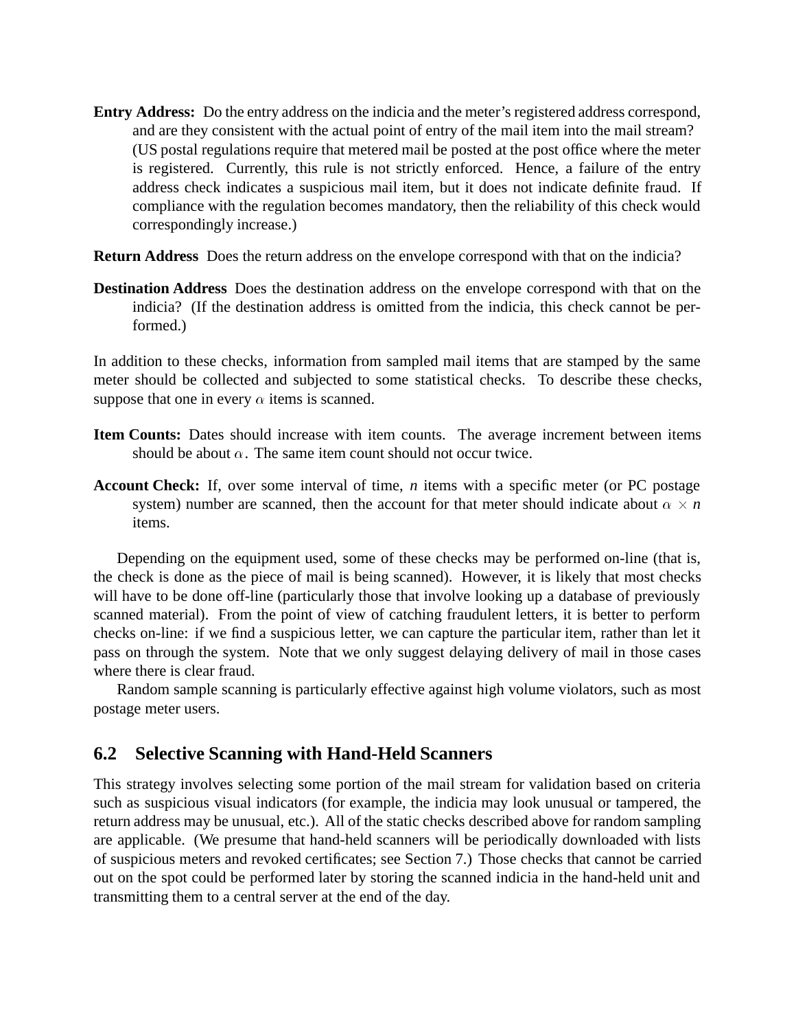**Entry Address:** Do the entry address on the indicia and the meter's registered address correspond, and are they consistent with the actual point of entry of the mail item into the mail stream? (US postal regulations require that metered mail be posted at the post office where the meter is registered. Currently, this rule is not strictly enforced. Hence, a failure of the entry address check indicates a suspicious mail item, but it does not indicate definite fraud. If compliance with the regulation becomes mandatory, then the reliability of this check would correspondingly increase.)

**Return Address** Does the return address on the envelope correspond with that on the indicia?

**Destination Address** Does the destination address on the envelope correspond with that on the indicia? (If the destination address is omitted from the indicia, this check cannot be performed.)

In addition to these checks, information from sampled mail items that are stamped by the same meter should be collected and subjected to some statistical checks. To describe these checks, suppose that one in every $\alpha$ items is scanned.

**Item Counts:** Dates should increase with item counts. The average increment between items should be about $\alpha$. The same item count should not occur twice.

**Account Check:** If, over some interval of time, $n$ items with a specific meter (or PC postage system) number are scanned, then the account for that meter should indicate about $\alpha \times n$ items.

Depending on the equipment used, some of these checks may be performed on-line (that is, the check is done as the piece of mail is being scanned). However, it is likely that most checks will have to be done off-line (particularly those that involve looking up a database of previously scanned material). From the point of view of catching fraudulent letters, it is better to perform checks on-line: if we find a suspicious letter, we can capture the particular item, rather than let it pass on through the system. Note that we only suggest delaying delivery of mail in those cases where there is clear fraud.

Random sample scanning is particularly effective against high volume violators, such as most postage meter users.

## 6.2 Selective Scanning with Hand-Held Scanners

This strategy involves selecting some portion of the mail stream for validation based on criteria such as suspicious visual indicators (for example, the indicia may look unusual or tampered, the return address may be unusual, etc.). All of the static checks described above for random sampling are applicable. (We presume that hand-held scanners will be periodically downloaded with lists of suspicious meters and revoked certificates; see Section 7.) Those checks that cannot be carried out on the spot could be performed later by storing the scanned indicia in the hand-held unit and transmitting them to a central server at the end of the day.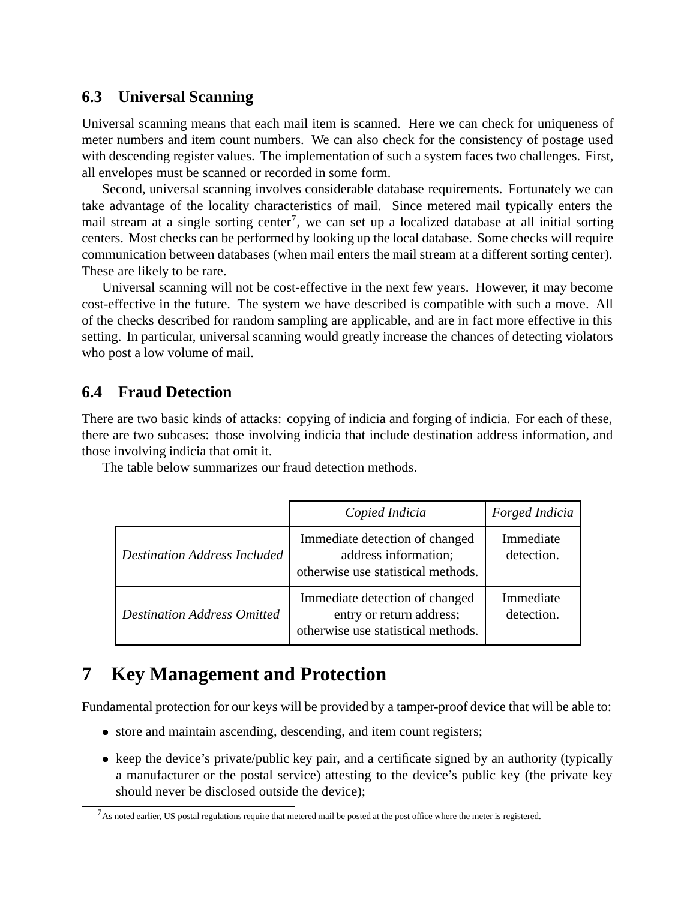### 6.3 Universal Scanning

Universal scanning means that each mail item is scanned. Here we can check for uniqueness of meter numbers and item count numbers. We can also check for the consistency of postage used with descending register values. The implementation of such a system faces two challenges. First, all envelopes must be scanned or recorded in some form.

Second, universal scanning involves considerable database requirements. Fortunately we can take advantage of the locality characteristics of mail. Since metered mail typically enters the mail stream at a single sorting center[7], we can set up a localized database at all initial sorting centers. Most checks can be performed by looking up the local database. Some checks will require communication between databases (when mail enters the mail stream at a different sorting center). These are likely to be rare.

Universal scanning will not be cost-effective in the next few years. However, it may become cost-effective in the future. The system we have described is compatible with such a move. All of the checks described for random sampling are applicable, and are in fact more effective in this setting. In particular, universal scanning would greatly increase the chances of detecting violators who post a low volume of mail.

### 6.4 Fraud Detection

There are two basic kinds of attacks: copying of indicia and forging of indicia. For each of these, there are two subcases: those involving indicia that include destination address information, and those involving indicia that omit it.

The table below summarizes our fraud detection methods.

| | *Copied Indicia* | *Forged Indicia* |
|---|---|---|
| *Destination Address Included* | Immediate detection of changed address information; otherwise use statistical methods. | Immediate detection. |
| *Destination Address Omitted* | Immediate detection of changed entry or return address; otherwise use statistical methods. | Immediate detection. |

## 7 Key Management and Protection

Fundamental protection for our keys will be provided by a tamper-proof device that will be able to:

- store and maintain ascending, descending, and item count registers;
- keep the device's private/public key pair, and a certificate signed by an authority (typically a manufacturer or the postal service) attesting to the device's public key (the private key should never be disclosed outside the device);

[7] As noted earlier, US postal regulations require that metered mail be posted at the post office where the meter is registered.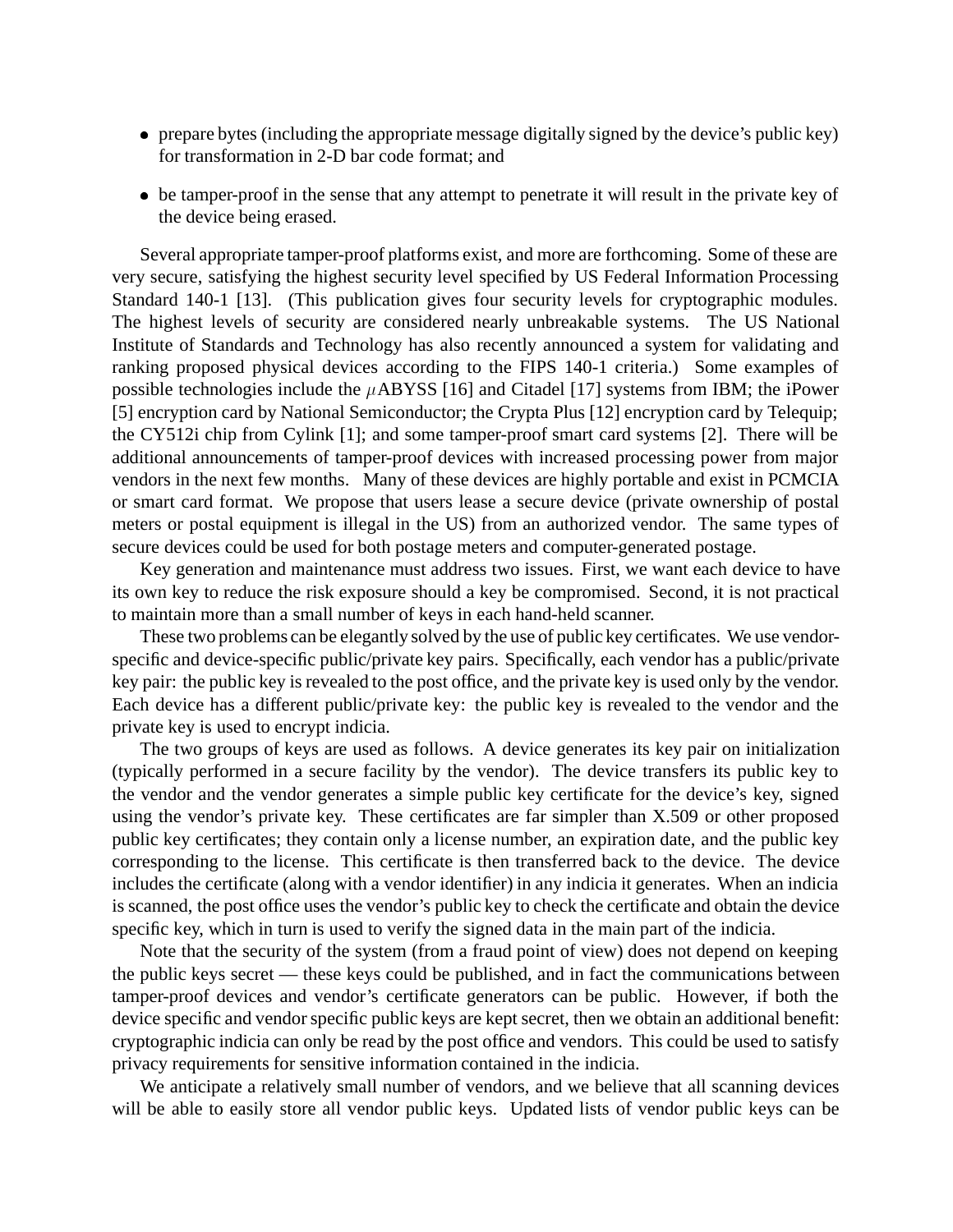- prepare bytes (including the appropriate message digitally signed by the device's public key) for transformation in 2-D bar code format; and
- be tamper-proof in the sense that any attempt to penetrate it will result in the private key of the device being erased.

Several appropriate tamper-proof platforms exist, and more are forthcoming. Some of these are very secure, satisfying the highest security level specified by US Federal Information Processing Standard 140-1 [13]. (This publication gives four security levels for cryptographic modules. The highest levels of security are considered nearly unbreakable systems. The US National Institute of Standards and Technology has also recently announced a system for validating and ranking proposed physical devices according to the FIPS 140-1 criteria.) Some examples of possible technologies include the $\mu$ABYSS [16] and Citadel [17] systems from IBM; the iPower [5] encryption card by National Semiconductor; the Crypta Plus [12] encryption card by Telequip; the CY512i chip from Cylink [1]; and some tamper-proof smart card systems [2]. There will be additional announcements of tamper-proof devices with increased processing power from major vendors in the next few months. Many of these devices are highly portable and exist in PCMCIA or smart card format. We propose that users lease a secure device (private ownership of postal meters or postal equipment is illegal in the US) from an authorized vendor. The same types of secure devices could be used for both postage meters and computer-generated postage.

Key generation and maintenance must address two issues. First, we want each device to have its own key to reduce the risk exposure should a key be compromised. Second, it is not practical to maintain more than a small number of keys in each hand-held scanner.

These two problems can be elegantly solved by the use of public key certificates. We use vendor-specific and device-specific public/private key pairs. Specifically, each vendor has a public/private key pair: the public key is revealed to the post office, and the private key is used only by the vendor. Each device has a different public/private key: the public key is revealed to the vendor and the private key is used to encrypt indicia.

The two groups of keys are used as follows. A device generates its key pair on initialization (typically performed in a secure facility by the vendor). The device transfers its public key to the vendor and the vendor generates a simple public key certificate for the device's key, signed using the vendor's private key. These certificates are far simpler than X.509 or other proposed public key certificates; they contain only a license number, an expiration date, and the public key corresponding to the license. This certificate is then transferred back to the device. The device includes the certificate (along with a vendor identifier) in any indicia it generates. When an indicia is scanned, the post office uses the vendor's public key to check the certificate and obtain the device specific key, which in turn is used to verify the signed data in the main part of the indicia.

Note that the security of the system (from a fraud point of view) does not depend on keeping the public keys secret — these keys could be published, and in fact the communications between tamper-proof devices and vendor's certificate generators can be public. However, if both the device specific and vendor specific public keys are kept secret, then we obtain an additional benefit: cryptographic indicia can only be read by the post office and vendors. This could be used to satisfy privacy requirements for sensitive information contained in the indicia.

We anticipate a relatively small number of vendors, and we believe that all scanning devices will be able to easily store all vendor public keys. Updated lists of vendor public keys can be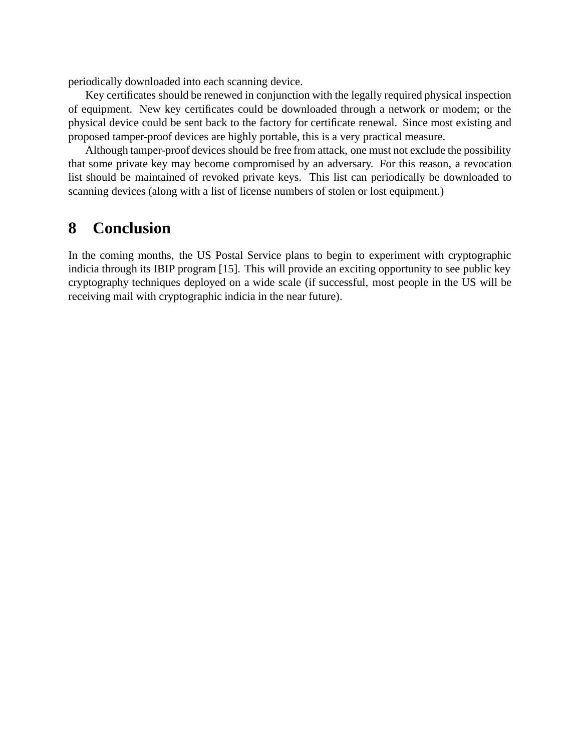periodically downloaded into each scanning device.

Key certificates should be renewed in conjunction with the legally required physical inspection of equipment. New key certificates could be downloaded through a network or modem; or the physical device could be sent back to the factory for certificate renewal. Since most existing and proposed tamper-proof devices are highly portable, this is a very practical measure.

Although tamper-proof devices should be free from attack, one must not exclude the possibility that some private key may become compromised by an adversary. For this reason, a revocation list should be maintained of revoked private keys. This list can periodically be downloaded to scanning devices (along with a list of license numbers of stolen or lost equipment.)

## 8 Conclusion

In the coming months, the US Postal Service plans to begin to experiment with cryptographic indicia through its IBIP program [15]. This will provide an exciting opportunity to see public key cryptography techniques deployed on a wide scale (if successful, most people in the US will be receiving mail with cryptographic indicia in the near future).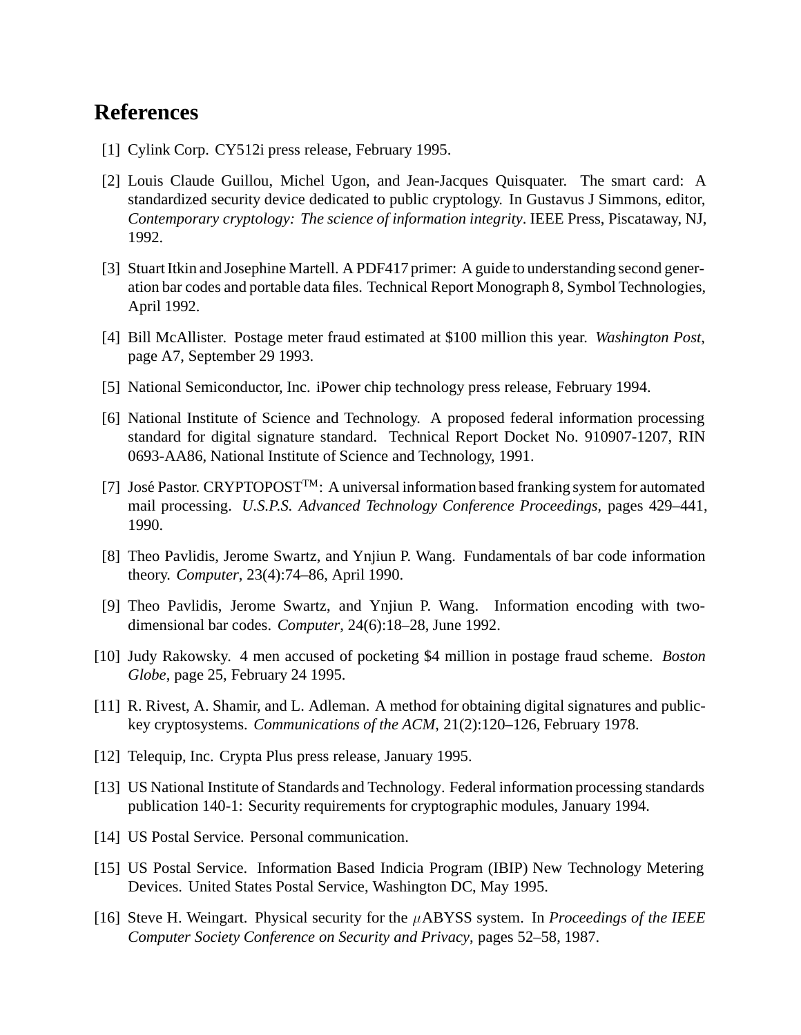# References

[1] Cylink Corp. CY512i press release, February 1995.

[2] Louis Claude Guillou, Michel Ugon, and Jean-Jacques Quisquater. The smart card: A standardized security device dedicated to public cryptology. In Gustavus J Simmons, editor, *Contemporary cryptology: The science of information integrity*. IEEE Press, Piscataway, NJ, 1992.

[3] Stuart Itkin and Josephine Martell. A PDF417 primer: A guide to understanding second generation bar codes and portable data files. Technical Report Monograph 8, Symbol Technologies, April 1992.

[4] Bill McAllister. Postage meter fraud estimated at $100 million this year. *Washington Post*, page A7, September 29 1993.

[5] National Semiconductor, Inc. iPower chip technology press release, February 1994.

[6] National Institute of Science and Technology. A proposed federal information processing standard for digital signature standard. Technical Report Docket No. 910907-1207, RIN 0693-AA86, National Institute of Science and Technology, 1991.

[7] José Pastor. CRYPTOPOST$^{TM}$: A universal information based franking system for automated mail processing. *U.S.P.S. Advanced Technology Conference Proceedings*, pages 429–441, 1990.

[8] Theo Pavlidis, Jerome Swartz, and Ynjiun P. Wang. Fundamentals of bar code information theory. *Computer*, 23(4):74–86, April 1990.

[9] Theo Pavlidis, Jerome Swartz, and Ynjiun P. Wang. Information encoding with two-dimensional bar codes. *Computer*, 24(6):18–28, June 1992.

[10] Judy Rakowsky. 4 men accused of pocketing $4 million in postage fraud scheme. *Boston Globe*, page 25, February 24 1995.

[11] R. Rivest, A. Shamir, and L. Adleman. A method for obtaining digital signatures and public-key cryptosystems. *Communications of the ACM*, 21(2):120–126, February 1978.

[12] Telequip, Inc. Crypta Plus press release, January 1995.

[13] US National Institute of Standards and Technology. Federal information processing standards publication 140-1: Security requirements for cryptographic modules, January 1994.

[14] US Postal Service. Personal communication.

[15] US Postal Service. Information Based Indicia Program (IBIP) New Technology Metering Devices. United States Postal Service, Washington DC, May 1995.

[16] Steve H. Weingart. Physical security for the $\mu$ABYSS system. In *Proceedings of the IEEE Computer Society Conference on Security and Privacy*, pages 52–58, 1987.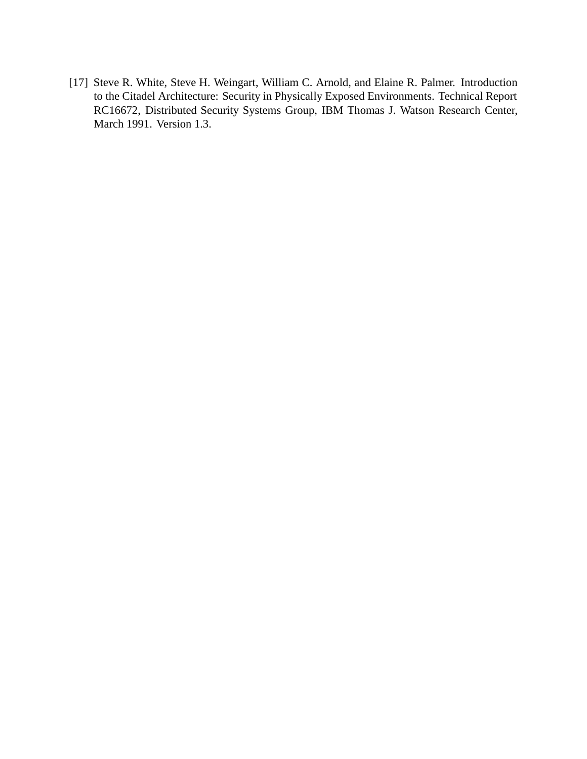[17] Steve R. White, Steve H. Weingart, William C. Arnold, and Elaine R. Palmer. Introduction to the Citadel Architecture: Security in Physically Exposed Environments. Technical Report RC16672, Distributed Security Systems Group, IBM Thomas J. Watson Research Center, March 1991. Version 1.3.